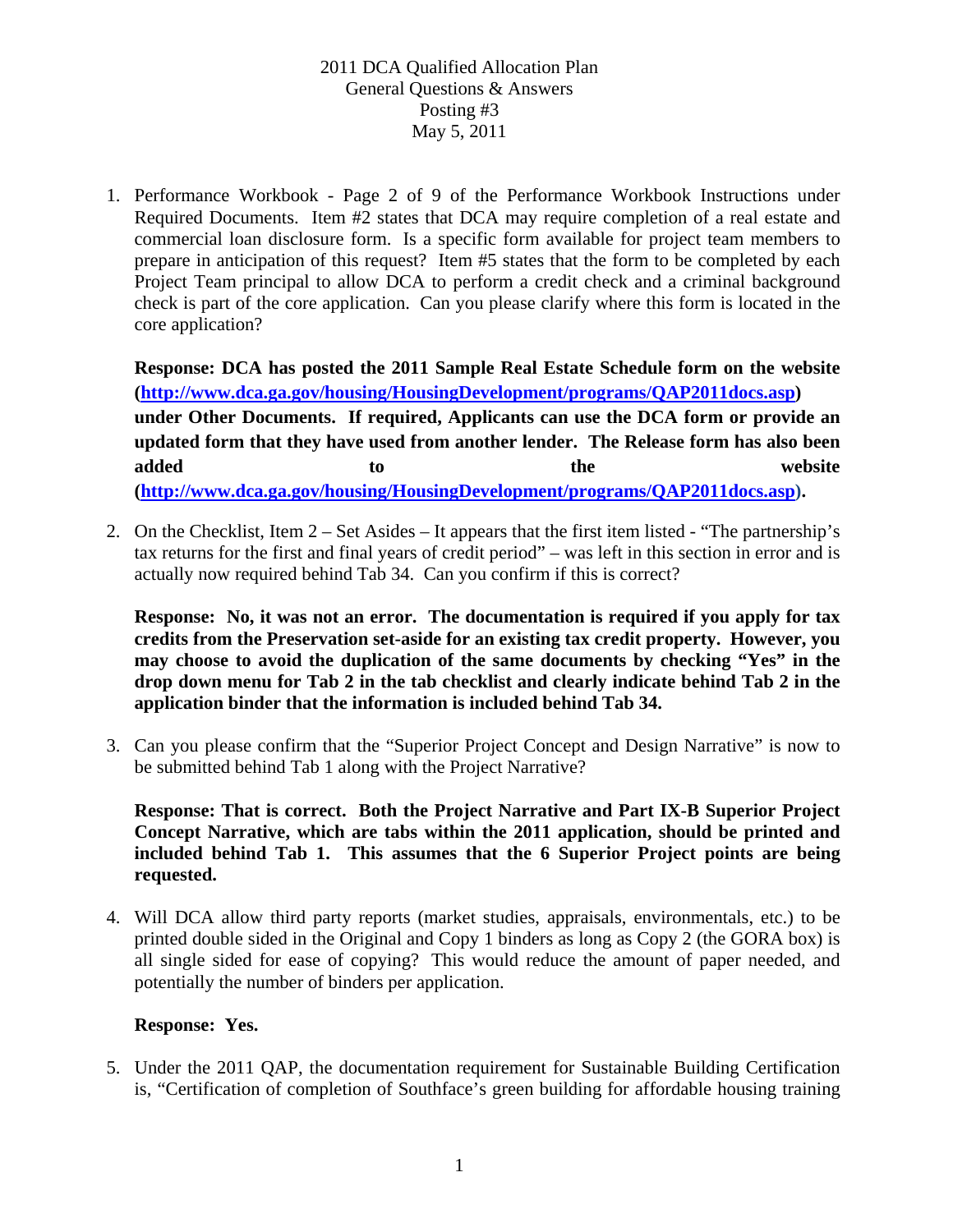2011 DCA Qualified Allocation Plan
General Questions & Answers
Posting #3
May 5, 2011

1. Performance Workbook - Page 2 of 9 of the Performance Workbook Instructions under Required Documents. Item #2 states that DCA may require completion of a real estate and commercial loan disclosure form. Is a specific form available for project team members to prepare in anticipation of this request? Item #5 states that the form to be completed by each Project Team principal to allow DCA to perform a credit check and a criminal background check is part of the core application. Can you please clarify where this form is located in the core application?

   **Response: DCA has posted the 2011 Sample Real Estate Schedule form on the website ([http://www.dca.ga.gov/housing/HousingDevelopment/programs/QAP2011docs.asp](http://www.dca.ga.gov/housing/HousingDevelopment/programs/QAP2011docs.asp)) under Other Documents. If required, Applicants can use the DCA form or provide an updated form that they have used from another lender. The Release form has also been added to the website ([http://www.dca.ga.gov/housing/HousingDevelopment/programs/QAP2011docs.asp](http://www.dca.ga.gov/housing/HousingDevelopment/programs/QAP2011docs.asp)).**

2. On the Checklist, Item 2 – Set Asides – It appears that the first item listed - "The partnership's tax returns for the first and final years of credit period" – was left in this section in error and is actually now required behind Tab 34. Can you confirm if this is correct?

   **Response: No, it was not an error. The documentation is required if you apply for tax credits from the Preservation set-aside for an existing tax credit property. However, you may choose to avoid the duplication of the same documents by checking "Yes" in the drop down menu for Tab 2 in the tab checklist and clearly indicate behind Tab 2 in the application binder that the information is included behind Tab 34.**

3. Can you please confirm that the "Superior Project Concept and Design Narrative" is now to be submitted behind Tab 1 along with the Project Narrative?

   **Response: That is correct. Both the Project Narrative and Part IX-B Superior Project Concept Narrative, which are tabs within the 2011 application, should be printed and included behind Tab 1. This assumes that the 6 Superior Project points are being requested.**

4. Will DCA allow third party reports (market studies, appraisals, environmentals, etc.) to be printed double sided in the Original and Copy 1 binders as long as Copy 2 (the GORA box) is all single sided for ease of copying? This would reduce the amount of paper needed, and potentially the number of binders per application.

   **Response: Yes.**

5. Under the 2011 QAP, the documentation requirement for Sustainable Building Certification is, "Certification of completion of Southface's green building for affordable housing training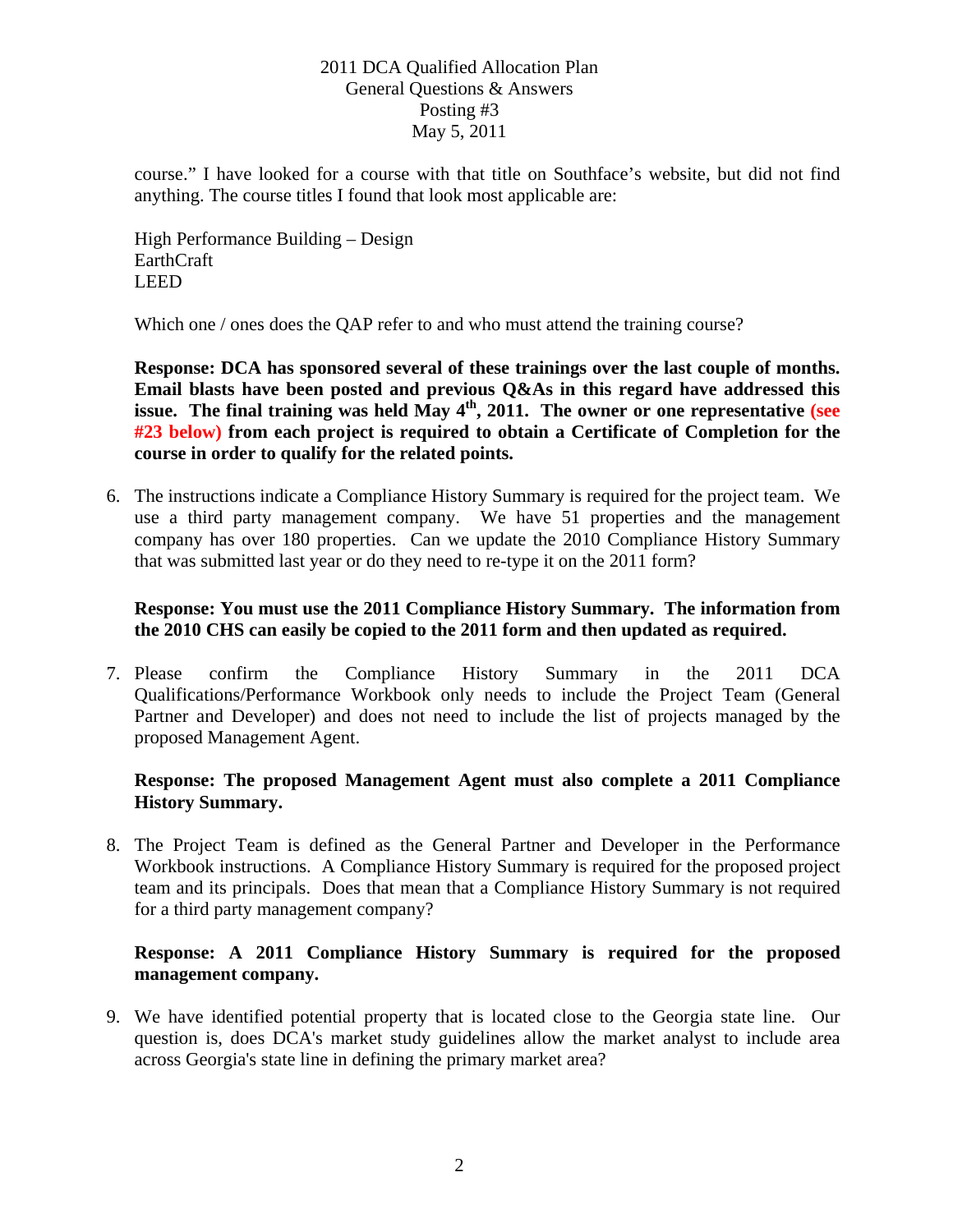course." I have looked for a course with that title on Southface's website, but did not find anything. The course titles I found that look most applicable are:

High Performance Building – Design
EarthCraft
LEED

Which one / ones does the QAP refer to and who must attend the training course?

**Response: DCA has sponsored several of these trainings over the last couple of months. Email blasts have been posted and previous Q&As in this regard have addressed this issue. The final training was held May 4th, 2011. The owner or one representative (see #23 below) from each project is required to obtain a Certificate of Completion for the course in order to qualify for the related points.**

6. The instructions indicate a Compliance History Summary is required for the project team. We use a third party management company. We have 51 properties and the management company has over 180 properties. Can we update the 2010 Compliance History Summary that was submitted last year or do they need to re-type it on the 2011 form?

   **Response: You must use the 2011 Compliance History Summary. The information from the 2010 CHS can easily be copied to the 2011 form and then updated as required.**

7. Please confirm the Compliance History Summary in the 2011 DCA Qualifications/Performance Workbook only needs to include the Project Team (General Partner and Developer) and does not need to include the list of projects managed by the proposed Management Agent.

   **Response: The proposed Management Agent must also complete a 2011 Compliance History Summary.**

8. The Project Team is defined as the General Partner and Developer in the Performance Workbook instructions. A Compliance History Summary is required for the proposed project team and its principals. Does that mean that a Compliance History Summary is not required for a third party management company?

   **Response: A 2011 Compliance History Summary is required for the proposed management company.**

9. We have identified potential property that is located close to the Georgia state line. Our question is, does DCA's market study guidelines allow the market analyst to include area across Georgia's state line in defining the primary market area?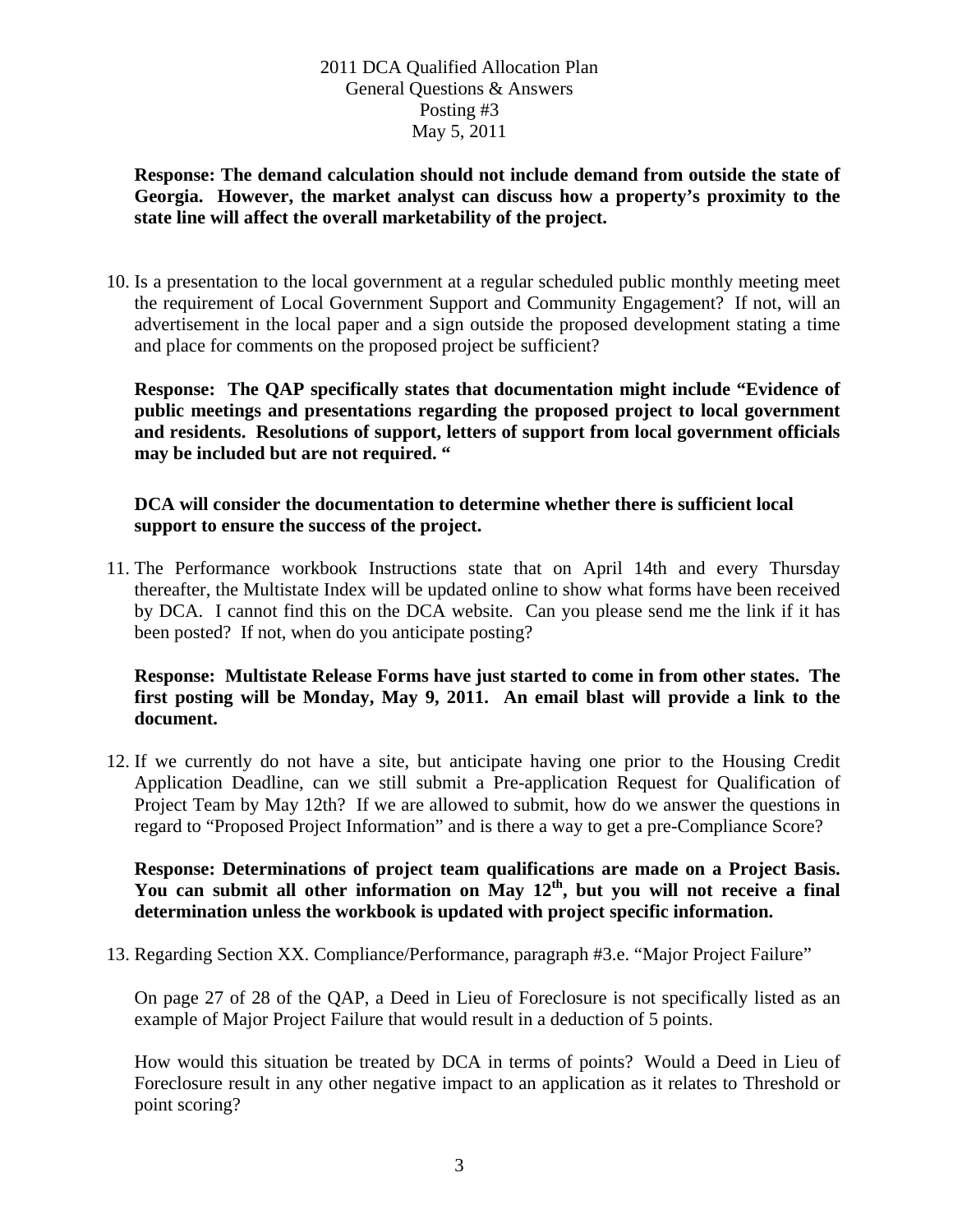**Response: The demand calculation should not include demand from outside the state of Georgia. However, the market analyst can discuss how a property's proximity to the state line will affect the overall marketability of the project.**

10. Is a presentation to the local government at a regular scheduled public monthly meeting meet the requirement of Local Government Support and Community Engagement? If not, will an advertisement in the local paper and a sign outside the proposed development stating a time and place for comments on the proposed project be sufficient?

    **Response: The QAP specifically states that documentation might include "Evidence of public meetings and presentations regarding the proposed project to local government and residents. Resolutions of support, letters of support from local government officials may be included but are not required. "**

    **DCA will consider the documentation to determine whether there is sufficient local support to ensure the success of the project.**

11. The Performance workbook Instructions state that on April 14th and every Thursday thereafter, the Multistate Index will be updated online to show what forms have been received by DCA. I cannot find this on the DCA website. Can you please send me the link if it has been posted? If not, when do you anticipate posting?

    **Response: Multistate Release Forms have just started to come in from other states. The first posting will be Monday, May 9, 2011. An email blast will provide a link to the document.**

12. If we currently do not have a site, but anticipate having one prior to the Housing Credit Application Deadline, can we still submit a Pre-application Request for Qualification of Project Team by May 12th? If we are allowed to submit, how do we answer the questions in regard to "Proposed Project Information" and is there a way to get a pre-Compliance Score?

    **Response: Determinations of project team qualifications are made on a Project Basis. You can submit all other information on May 12th, but you will not receive a final determination unless the workbook is updated with project specific information.**

13. Regarding Section XX. Compliance/Performance, paragraph #3.e. "Major Project Failure"

    On page 27 of 28 of the QAP, a Deed in Lieu of Foreclosure is not specifically listed as an example of Major Project Failure that would result in a deduction of 5 points.

    How would this situation be treated by DCA in terms of points? Would a Deed in Lieu of Foreclosure result in any other negative impact to an application as it relates to Threshold or point scoring?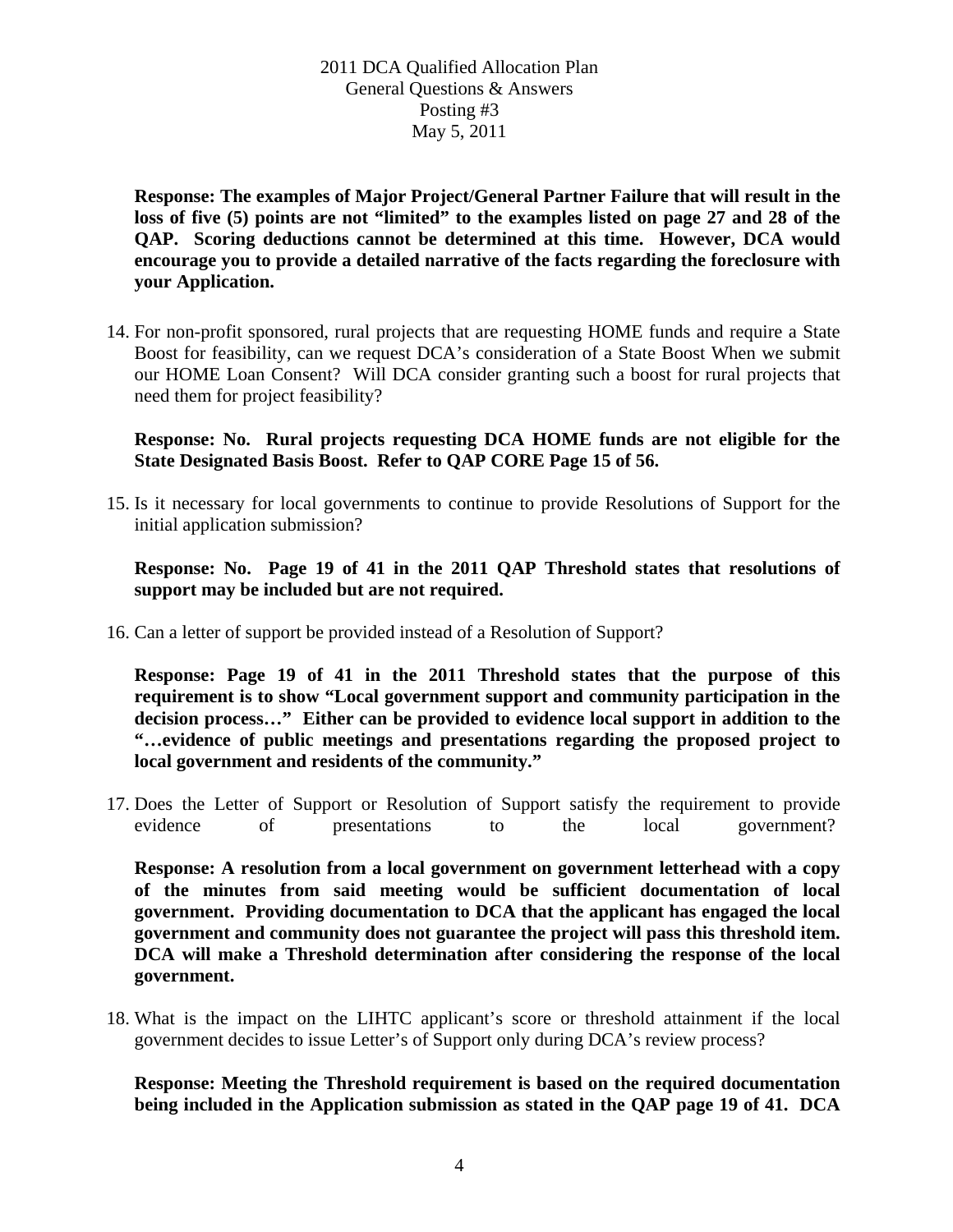**Response: The examples of Major Project/General Partner Failure that will result in the loss of five (5) points are not "limited" to the examples listed on page 27 and 28 of the QAP. Scoring deductions cannot be determined at this time. However, DCA would encourage you to provide a detailed narrative of the facts regarding the foreclosure with your Application.**

14. For non-profit sponsored, rural projects that are requesting HOME funds and require a State Boost for feasibility, can we request DCA's consideration of a State Boost When we submit our HOME Loan Consent? Will DCA consider granting such a boost for rural projects that need them for project feasibility?

    **Response: No. Rural projects requesting DCA HOME funds are not eligible for the State Designated Basis Boost. Refer to QAP CORE Page 15 of 56.**

15. Is it necessary for local governments to continue to provide Resolutions of Support for the initial application submission?

    **Response: No. Page 19 of 41 in the 2011 QAP Threshold states that resolutions of support may be included but are not required.**

16. Can a letter of support be provided instead of a Resolution of Support?

    **Response: Page 19 of 41 in the 2011 Threshold states that the purpose of this requirement is to show "Local government support and community participation in the decision process…" Either can be provided to evidence local support in addition to the "…evidence of public meetings and presentations regarding the proposed project to local government and residents of the community."**

17. Does the Letter of Support or Resolution of Support satisfy the requirement to provide evidence of presentations to the local government?

    **Response: A resolution from a local government on government letterhead with a copy of the minutes from said meeting would be sufficient documentation of local government. Providing documentation to DCA that the applicant has engaged the local government and community does not guarantee the project will pass this threshold item. DCA will make a Threshold determination after considering the response of the local government.**

18. What is the impact on the LIHTC applicant's score or threshold attainment if the local government decides to issue Letter's of Support only during DCA's review process?

    **Response: Meeting the Threshold requirement is based on the required documentation being included in the Application submission as stated in the QAP page 19 of 41. DCA**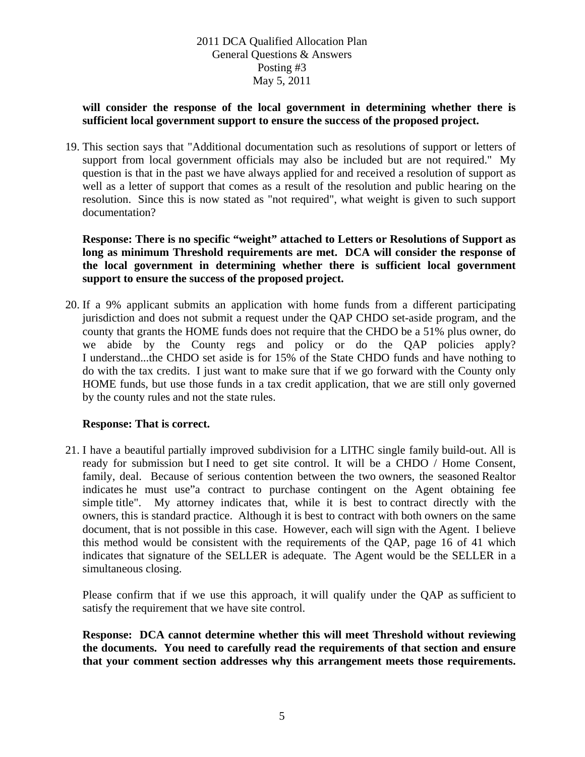**will consider the response of the local government in determining whether there is sufficient local government support to ensure the success of the proposed project.**

19. This section says that "Additional documentation such as resolutions of support or letters of support from local government officials may also be included but are not required." My question is that in the past we have always applied for and received a resolution of support as well as a letter of support that comes as a result of the resolution and public hearing on the resolution. Since this is now stated as "not required", what weight is given to such support documentation?

    **Response: There is no specific "weight" attached to Letters or Resolutions of Support as long as minimum Threshold requirements are met. DCA will consider the response of the local government in determining whether there is sufficient local government support to ensure the success of the proposed project.**

20. If a 9% applicant submits an application with home funds from a different participating jurisdiction and does not submit a request under the QAP CHDO set-aside program, and the county that grants the HOME funds does not require that the CHDO be a 51% plus owner, do we abide by the County regs and policy or do the QAP policies apply? I understand...the CHDO set aside is for 15% of the State CHDO funds and have nothing to do with the tax credits. I just want to make sure that if we go forward with the County only HOME funds, but use those funds in a tax credit application, that we are still only governed by the county rules and not the state rules.

    **Response: That is correct.**

21. I have a beautiful partially improved subdivision for a LITHC single family build-out. All is ready for submission but I need to get site control. It will be a CHDO / Home Consent, family, deal. Because of serious contention between the two owners, the seasoned Realtor indicates he must use"a contract to purchase contingent on the Agent obtaining fee simple title". My attorney indicates that, while it is best to contract directly with the owners, this is standard practice. Although it is best to contract with both owners on the same document, that is not possible in this case. However, each will sign with the Agent. I believe this method would be consistent with the requirements of the QAP, page 16 of 41 which indicates that signature of the SELLER is adequate. The Agent would be the SELLER in a simultaneous closing.

    Please confirm that if we use this approach, it will qualify under the QAP as sufficient to satisfy the requirement that we have site control.

    **Response: DCA cannot determine whether this will meet Threshold without reviewing the documents. You need to carefully read the requirements of that section and ensure that your comment section addresses why this arrangement meets those requirements.**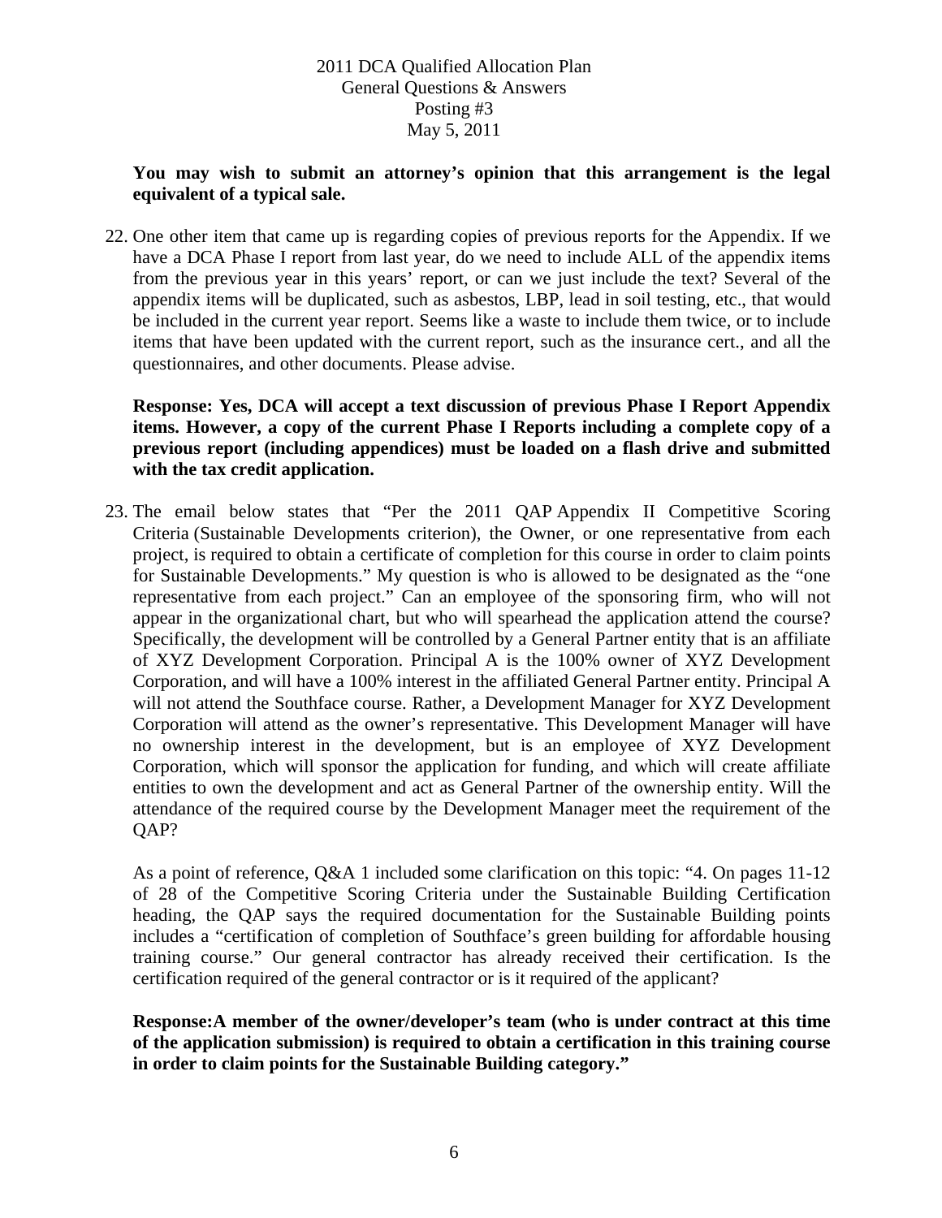**You may wish to submit an attorney's opinion that this arrangement is the legal equivalent of a typical sale.**

22. One other item that came up is regarding copies of previous reports for the Appendix. If we have a DCA Phase I report from last year, do we need to include ALL of the appendix items from the previous year in this years' report, or can we just include the text? Several of the appendix items will be duplicated, such as asbestos, LBP, lead in soil testing, etc., that would be included in the current year report. Seems like a waste to include them twice, or to include items that have been updated with the current report, such as the insurance cert., and all the questionnaires, and other documents. Please advise.

    **Response: Yes, DCA will accept a text discussion of previous Phase I Report Appendix items. However, a copy of the current Phase I Reports including a complete copy of a previous report (including appendices) must be loaded on a flash drive and submitted with the tax credit application.**

23. The email below states that "Per the 2011 QAP Appendix II Competitive Scoring Criteria (Sustainable Developments criterion), the Owner, or one representative from each project, is required to obtain a certificate of completion for this course in order to claim points for Sustainable Developments." My question is who is allowed to be designated as the "one representative from each project." Can an employee of the sponsoring firm, who will not appear in the organizational chart, but who will spearhead the application attend the course? Specifically, the development will be controlled by a General Partner entity that is an affiliate of XYZ Development Corporation. Principal A is the 100% owner of XYZ Development Corporation, and will have a 100% interest in the affiliated General Partner entity. Principal A will not attend the Southface course. Rather, a Development Manager for XYZ Development Corporation will attend as the owner's representative. This Development Manager will have no ownership interest in the development, but is an employee of XYZ Development Corporation, which will sponsor the application for funding, and which will create affiliate entities to own the development and act as General Partner of the ownership entity. Will the attendance of the required course by the Development Manager meet the requirement of the QAP?

    As a point of reference, Q&A 1 included some clarification on this topic: "4. On pages 11-12 of 28 of the Competitive Scoring Criteria under the Sustainable Building Certification heading, the QAP says the required documentation for the Sustainable Building points includes a "certification of completion of Southface's green building for affordable housing training course." Our general contractor has already received their certification. Is the certification required of the general contractor or is it required of the applicant?

    **Response:A member of the owner/developer's team (who is under contract at this time of the application submission) is required to obtain a certification in this training course in order to claim points for the Sustainable Building category."**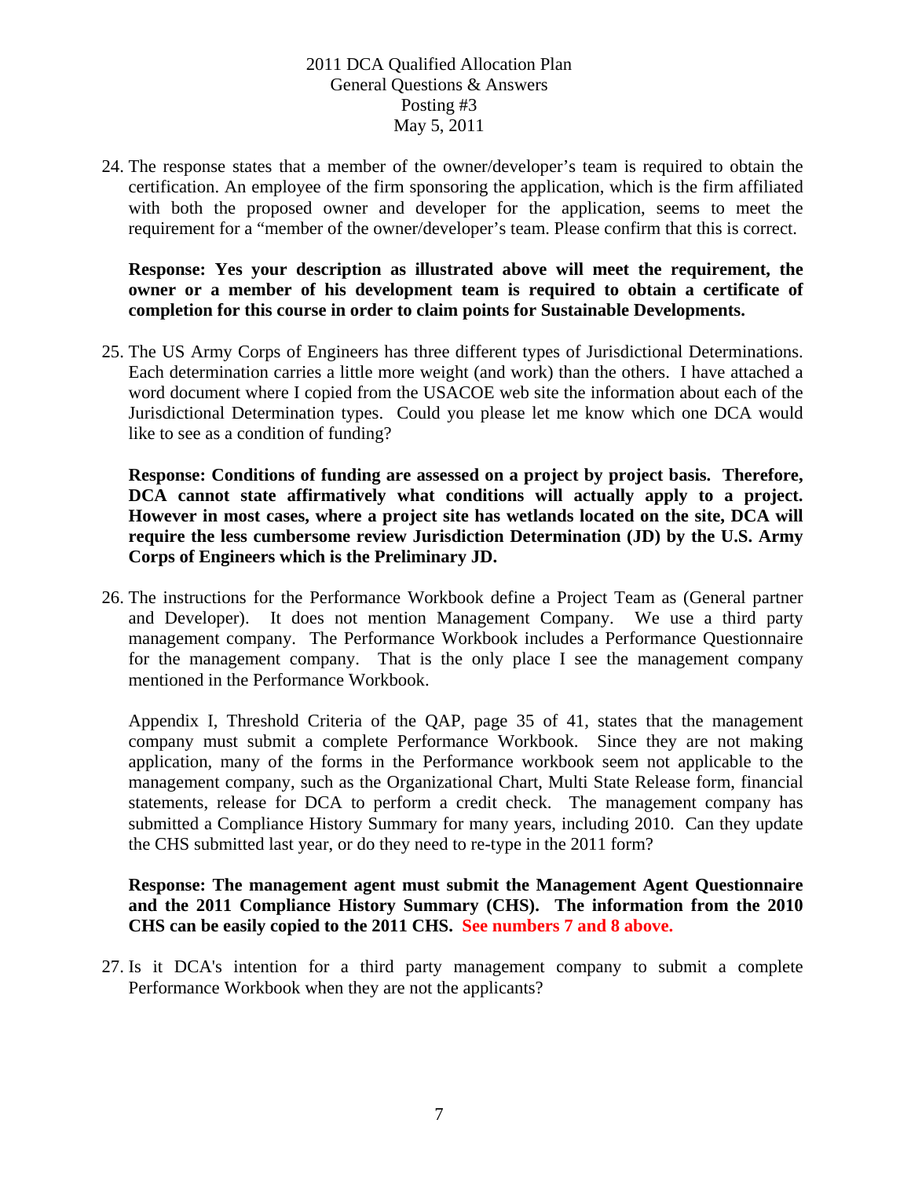24. The response states that a member of the owner/developer's team is required to obtain the certification. An employee of the firm sponsoring the application, which is the firm affiliated with both the proposed owner and developer for the application, seems to meet the requirement for a "member of the owner/developer's team. Please confirm that this is correct.

    **Response: Yes your description as illustrated above will meet the requirement, the owner or a member of his development team is required to obtain a certificate of completion for this course in order to claim points for Sustainable Developments.**

25. The US Army Corps of Engineers has three different types of Jurisdictional Determinations. Each determination carries a little more weight (and work) than the others. I have attached a word document where I copied from the USACOE web site the information about each of the Jurisdictional Determination types. Could you please let me know which one DCA would like to see as a condition of funding?

    **Response: Conditions of funding are assessed on a project by project basis. Therefore, DCA cannot state affirmatively what conditions will actually apply to a project. However in most cases, where a project site has wetlands located on the site, DCA will require the less cumbersome review Jurisdiction Determination (JD) by the U.S. Army Corps of Engineers which is the Preliminary JD.**

26. The instructions for the Performance Workbook define a Project Team as (General partner and Developer). It does not mention Management Company. We use a third party management company. The Performance Workbook includes a Performance Questionnaire for the management company. That is the only place I see the management company mentioned in the Performance Workbook.

    Appendix I, Threshold Criteria of the QAP, page 35 of 41, states that the management company must submit a complete Performance Workbook. Since they are not making application, many of the forms in the Performance workbook seem not applicable to the management company, such as the Organizational Chart, Multi State Release form, financial statements, release for DCA to perform a credit check. The management company has submitted a Compliance History Summary for many years, including 2010. Can they update the CHS submitted last year, or do they need to re-type in the 2011 form?

    **Response: The management agent must submit the Management Agent Questionnaire and the 2011 Compliance History Summary (CHS). The information from the 2010 CHS can be easily copied to the 2011 CHS. See numbers 7 and 8 above.**

27. Is it DCA's intention for a third party management company to submit a complete Performance Workbook when they are not the applicants?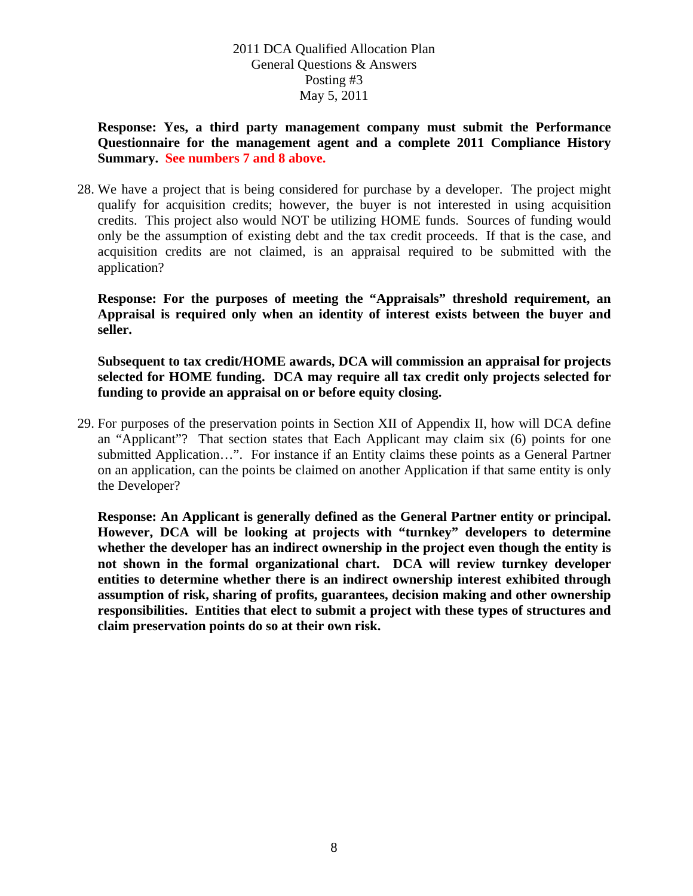**Response: Yes, a third party management company must submit the Performance Questionnaire for the management agent and a complete 2011 Compliance History Summary. See numbers 7 and 8 above.**

28. We have a project that is being considered for purchase by a developer. The project might qualify for acquisition credits; however, the buyer is not interested in using acquisition credits. This project also would NOT be utilizing HOME funds. Sources of funding would only be the assumption of existing debt and the tax credit proceeds. If that is the case, and acquisition credits are not claimed, is an appraisal required to be submitted with the application?

    **Response: For the purposes of meeting the "Appraisals" threshold requirement, an Appraisal is required only when an identity of interest exists between the buyer and seller.**

    **Subsequent to tax credit/HOME awards, DCA will commission an appraisal for projects selected for HOME funding. DCA may require all tax credit only projects selected for funding to provide an appraisal on or before equity closing.**

29. For purposes of the preservation points in Section XII of Appendix II, how will DCA define an "Applicant"? That section states that Each Applicant may claim six (6) points for one submitted Application…". For instance if an Entity claims these points as a General Partner on an application, can the points be claimed on another Application if that same entity is only the Developer?

    **Response: An Applicant is generally defined as the General Partner entity or principal. However, DCA will be looking at projects with "turnkey" developers to determine whether the developer has an indirect ownership in the project even though the entity is not shown in the formal organizational chart. DCA will review turnkey developer entities to determine whether there is an indirect ownership interest exhibited through assumption of risk, sharing of profits, guarantees, decision making and other ownership responsibilities. Entities that elect to submit a project with these types of structures and claim preservation points do so at their own risk.**